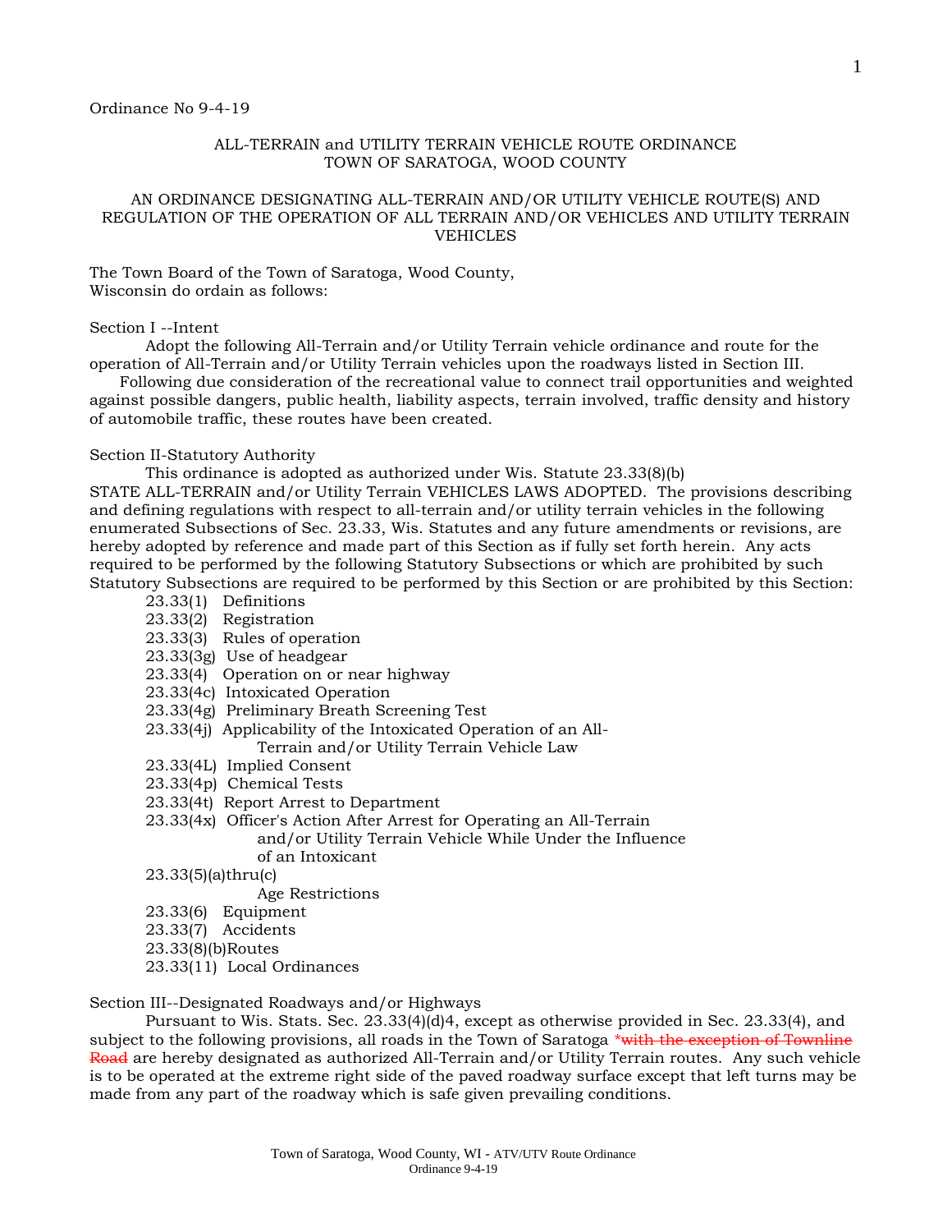Ordinance No 9-4-19

ALL-TERRAIN and UTILITY TERRAIN VEHICLE ROUTE ORDINANCE
TOWN OF SARATOGA, WOOD COUNTY

AN ORDINANCE DESIGNATING ALL-TERRAIN AND/OR UTILITY VEHICLE ROUTE(S) AND REGULATION OF THE OPERATION OF ALL TERRAIN AND/OR VEHICLES AND UTILITY TERRAIN VEHICLES

The Town Board of the Town of Saratoga, Wood County, Wisconsin do ordain as follows:

Section I --Intent

Adopt the following All-Terrain and/or Utility Terrain vehicle ordinance and route for the operation of All-Terrain and/or Utility Terrain vehicles upon the roadways listed in Section III.

Following due consideration of the recreational value to connect trail opportunities and weighted against possible dangers, public health, liability aspects, terrain involved, traffic density and history of automobile traffic, these routes have been created.

Section II-Statutory Authority

This ordinance is adopted as authorized under Wis. Statute 23.33(8)(b)

STATE ALL-TERRAIN and/or Utility Terrain VEHICLES LAWS ADOPTED. The provisions describing and defining regulations with respect to all-terrain and/or utility terrain vehicles in the following enumerated Subsections of Sec. 23.33, Wis. Statutes and any future amendments or revisions, are hereby adopted by reference and made part of this Section as if fully set forth herein. Any acts required to be performed by the following Statutory Subsections or which are prohibited by such Statutory Subsections are required to be performed by this Section or are prohibited by this Section:

- 23.33(1) Definitions
- 23.33(2) Registration
- 23.33(3) Rules of operation
- 23.33(3g) Use of headgear
- 23.33(4) Operation on or near highway
- 23.33(4c) Intoxicated Operation
- 23.33(4g) Preliminary Breath Screening Test
- 23.33(4j) Applicability of the Intoxicated Operation of an All-Terrain and/or Utility Terrain Vehicle Law
- 23.33(4L) Implied Consent
- 23.33(4p) Chemical Tests
- 23.33(4t) Report Arrest to Department
- 23.33(4x) Officer's Action After Arrest for Operating an All-Terrain and/or Utility Terrain Vehicle While Under the Influence of an Intoxicant
- 23.33(5)(a)thru(c) Age Restrictions
- 23.33(6) Equipment
- 23.33(7) Accidents
- 23.33(8)(b)Routes
- 23.33(11) Local Ordinances

Section III--Designated Roadways and/or Highways

Pursuant to Wis. Stats. Sec. 23.33(4)(d)4, except as otherwise provided in Sec. 23.33(4), and subject to the following provisions, all roads in the Town of Saratoga ~~*with the exception of Townline Road~~ are hereby designated as authorized All-Terrain and/or Utility Terrain routes. Any such vehicle is to be operated at the extreme right side of the paved roadway surface except that left turns may be made from any part of the roadway which is safe given prevailing conditions.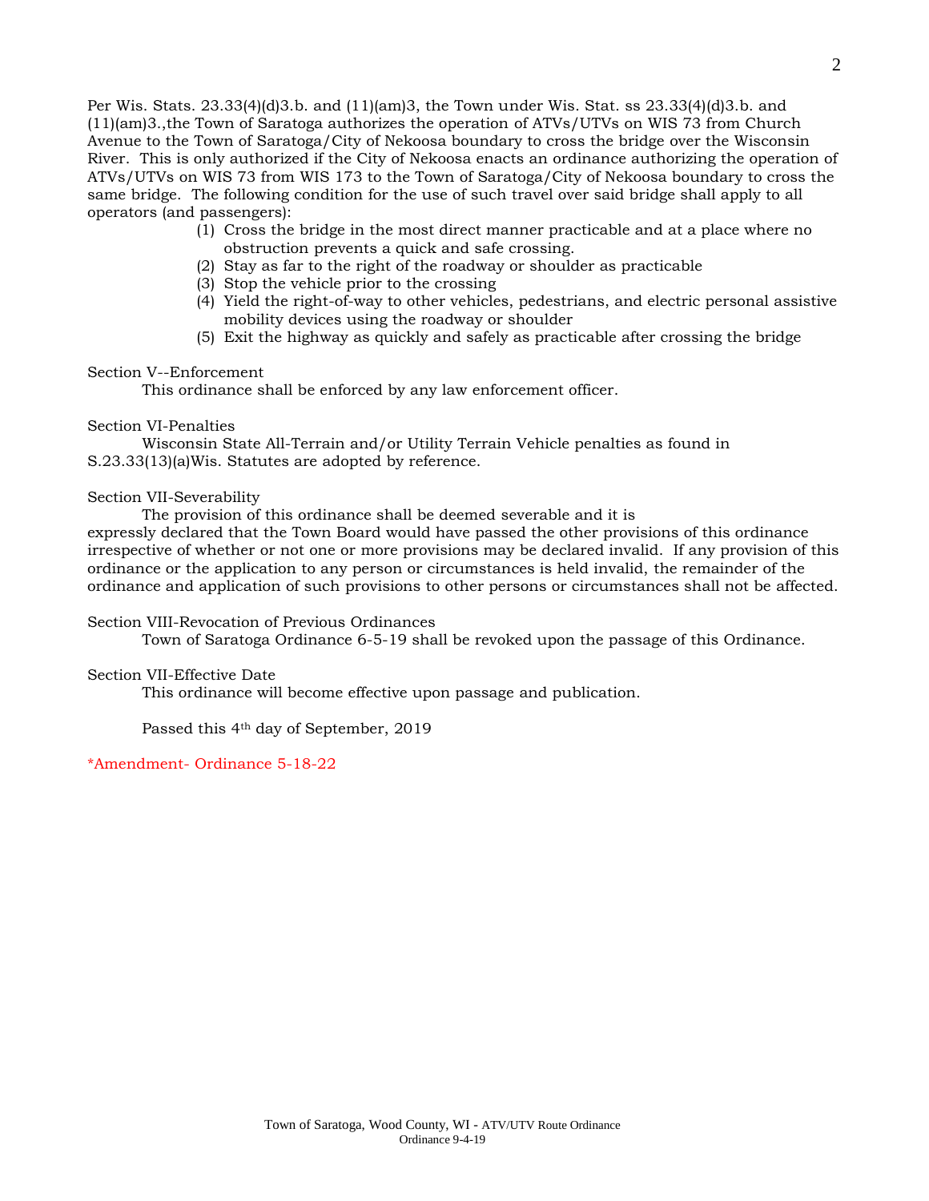Per Wis. Stats. 23.33(4)(d)3.b. and (11)(am)3, the Town under Wis. Stat. ss 23.33(4)(d)3.b. and (11)(am)3.,the Town of Saratoga authorizes the operation of ATVs/UTVs on WIS 73 from Church Avenue to the Town of Saratoga/City of Nekoosa boundary to cross the bridge over the Wisconsin River. This is only authorized if the City of Nekoosa enacts an ordinance authorizing the operation of ATVs/UTVs on WIS 73 from WIS 173 to the Town of Saratoga/City of Nekoosa boundary to cross the same bridge. The following condition for the use of such travel over said bridge shall apply to all operators (and passengers):

(1) Cross the bridge in the most direct manner practicable and at a place where no obstruction prevents a quick and safe crossing.
(2) Stay as far to the right of the roadway or shoulder as practicable
(3) Stop the vehicle prior to the crossing
(4) Yield the right-of-way to other vehicles, pedestrians, and electric personal assistive mobility devices using the roadway or shoulder
(5) Exit the highway as quickly and safely as practicable after crossing the bridge

Section V--Enforcement

This ordinance shall be enforced by any law enforcement officer.

Section VI-Penalties

Wisconsin State All-Terrain and/or Utility Terrain Vehicle penalties as found in S.23.33(13)(a)Wis. Statutes are adopted by reference.

Section VII-Severability

The provision of this ordinance shall be deemed severable and it is expressly declared that the Town Board would have passed the other provisions of this ordinance irrespective of whether or not one or more provisions may be declared invalid. If any provision of this ordinance or the application to any person or circumstances is held invalid, the remainder of the ordinance and application of such provisions to other persons or circumstances shall not be affected.

Section VIII-Revocation of Previous Ordinances

Town of Saratoga Ordinance 6-5-19 shall be revoked upon the passage of this Ordinance.

Section VII-Effective Date

This ordinance will become effective upon passage and publication.

Passed this 4th day of September, 2019

*Amendment- Ordinance 5-18-22